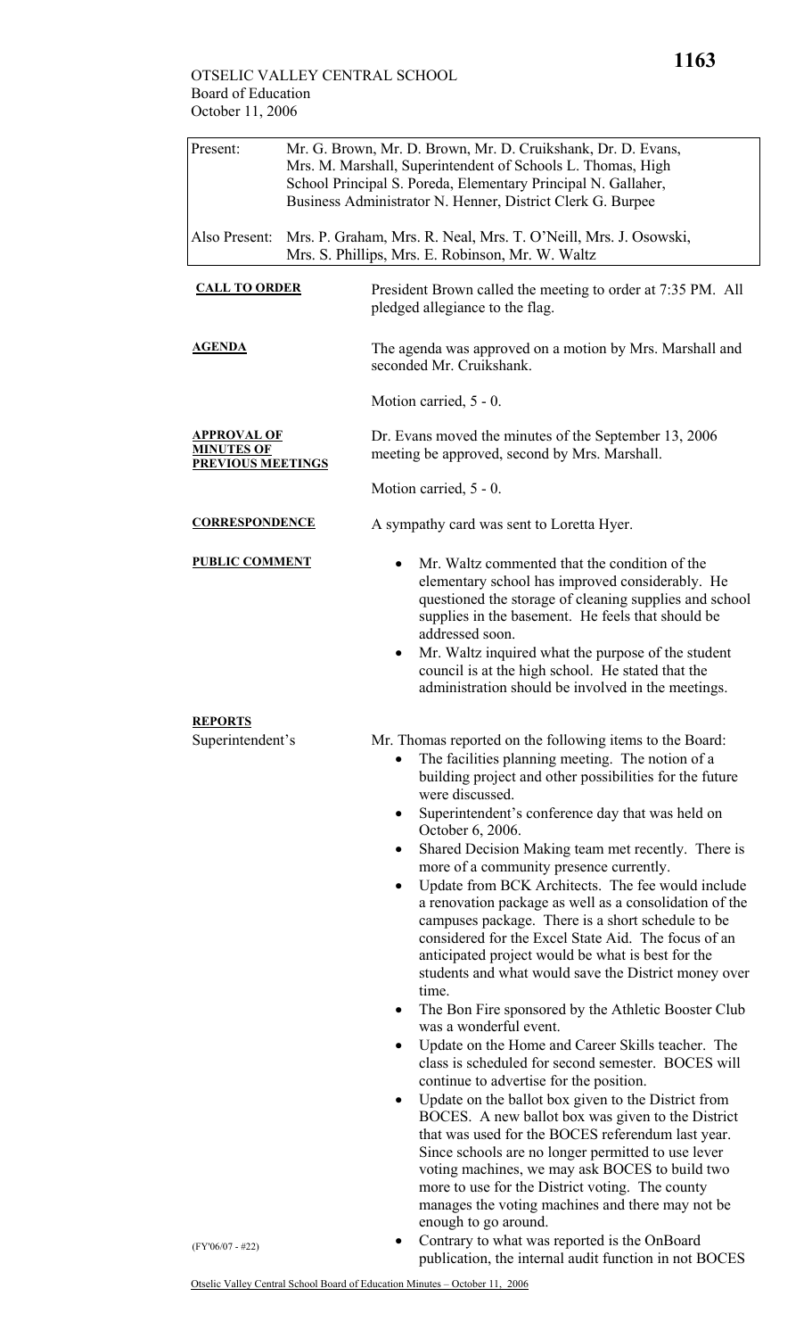# OTSELIC VALLEY CENTRAL SCHOOL
Board of Education
October 11, 2006

| Present: | Mr. G. Brown, Mr. D. Brown, Mr. D. Cruikshank, Dr. D. Evans, Mrs. M. Marshall, Superintendent of Schools L. Thomas, High School Principal S. Poreda, Elementary Principal N. Gallaher, Business Administrator N. Henner, District Clerk G. Burpee |
|---|---|
| Also Present: | Mrs. P. Graham, Mrs. R. Neal, Mrs. T. O'Neill, Mrs. J. Osowski, Mrs. S. Phillips, Mrs. E. Robinson, Mr. W. Waltz |

**CALL TO ORDER**

President Brown called the meeting to order at 7:35 PM. All pledged allegiance to the flag.

**AGENDA**

The agenda was approved on a motion by Mrs. Marshall and seconded Mr. Cruikshank.

Motion carried, 5 - 0.

**APPROVAL OF MINUTES OF PREVIOUS MEETINGS**

Dr. Evans moved the minutes of the September 13, 2006 meeting be approved, second by Mrs. Marshall.

Motion carried, 5 - 0.

**CORRESPONDENCE**

A sympathy card was sent to Loretta Hyer.

**PUBLIC COMMENT**

- Mr. Waltz commented that the condition of the elementary school has improved considerably. He questioned the storage of cleaning supplies and school supplies in the basement. He feels that should be addressed soon.
- Mr. Waltz inquired what the purpose of the student council is at the high school. He stated that the administration should be involved in the meetings.

**REPORTS**

Superintendent's

Mr. Thomas reported on the following items to the Board:

- The facilities planning meeting. The notion of a building project and other possibilities for the future were discussed.
- Superintendent's conference day that was held on October 6, 2006.
- Shared Decision Making team met recently. There is more of a community presence currently.
- Update from BCK Architects. The fee would include a renovation package as well as a consolidation of the campuses package. There is a short schedule to be considered for the Excel State Aid. The focus of an anticipated project would be what is best for the students and what would save the District money over time.
- The Bon Fire sponsored by the Athletic Booster Club was a wonderful event.
- Update on the Home and Career Skills teacher. The class is scheduled for second semester. BOCES will continue to advertise for the position.
- Update on the ballot box given to the District from BOCES. A new ballot box was given to the District that was used for the BOCES referendum last year. Since schools are no longer permitted to use lever voting machines, we may ask BOCES to build two more to use for the District voting. The county manages the voting machines and there may not be enough to go around.
- Contrary to what was reported is the OnBoard publication, the internal audit function in not BOCES

(FY'06/07 - #22)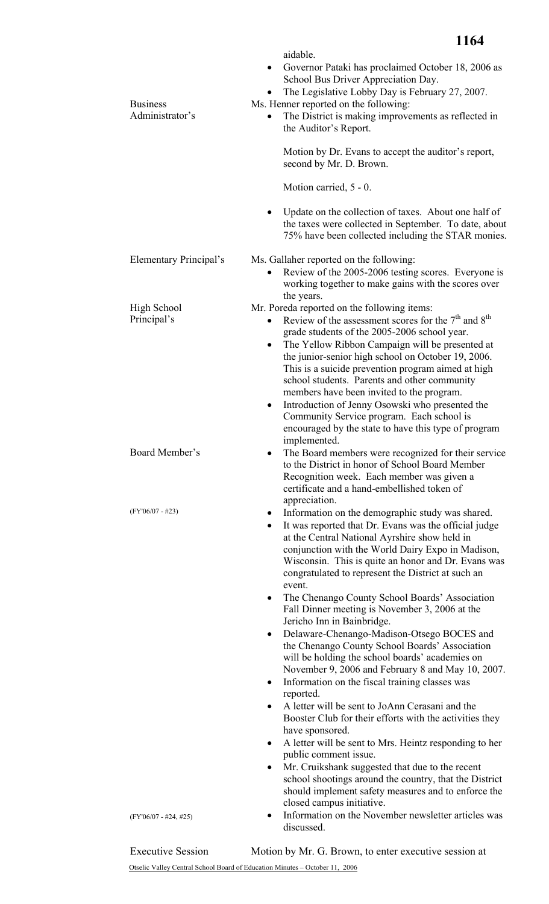aidable.

- Governor Pataki has proclaimed October 18, 2006 as School Bus Driver Appreciation Day.
- The Legislative Lobby Day is February 27, 2007.

**Business Administrator's**

Ms. Henner reported on the following:

- The District is making improvements as reflected in the Auditor's Report.

  Motion by Dr. Evans to accept the auditor's report, second by Mr. D. Brown.

  Motion carried, 5 - 0.

- Update on the collection of taxes. About one half of the taxes were collected in September. To date, about 75% have been collected including the STAR monies.

**Elementary Principal's**

Ms. Gallaher reported on the following:

- Review of the 2005-2006 testing scores. Everyone is working together to make gains with the scores over the years.

**High School Principal's**

Mr. Poreda reported on the following items:

- Review of the assessment scores for the 7th and 8th grade students of the 2005-2006 school year.
- The Yellow Ribbon Campaign will be presented at the junior-senior high school on October 19, 2006. This is a suicide prevention program aimed at high school students. Parents and other community members have been invited to the program.
- Introduction of Jenny Osowski who presented the Community Service program. Each school is encouraged by the state to have this type of program implemented.

**Board Member's**

- The Board members were recognized for their service to the District in honor of School Board Member Recognition week. Each member was given a certificate and a hand-embellished token of appreciation.
- (FY'06/07 - #23) Information on the demographic study was shared.
- It was reported that Dr. Evans was the official judge at the Central National Ayrshire show held in conjunction with the World Dairy Expo in Madison, Wisconsin. This is quite an honor and Dr. Evans was congratulated to represent the District at such an event.
- The Chenango County School Boards' Association Fall Dinner meeting is November 3, 2006 at the Jericho Inn in Bainbridge.
- Delaware-Chenango-Madison-Otsego BOCES and the Chenango County School Boards' Association will be holding the school boards' academies on November 9, 2006 and February 8 and May 10, 2007.
- Information on the fiscal training classes was reported.
- A letter will be sent to JoAnn Cerasani and the Booster Club for their efforts with the activities they have sponsored.
- A letter will be sent to Mrs. Heintz responding to her public comment issue.
- Mr. Cruikshank suggested that due to the recent school shootings around the country, that the District should implement safety measures and to enforce the closed campus initiative.
- (FY'06/07 - #24, #25) Information on the November newsletter articles was discussed.

**Executive Session**

Motion by Mr. G. Brown, to enter executive session at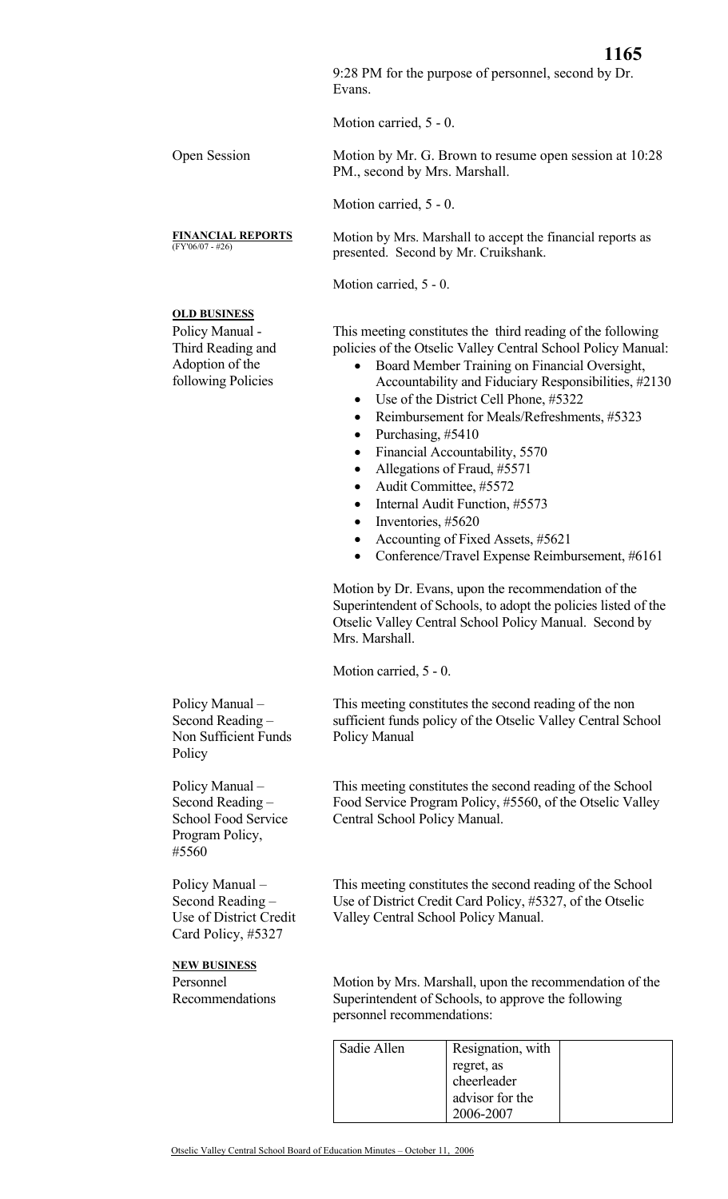9:28 PM for the purpose of personnel, second by Dr. Evans.

Motion carried, 5 - 0.

Open Session

Motion by Mr. G. Brown to resume open session at 10:28 PM., second by Mrs. Marshall.

Motion carried, 5 - 0.

**FINANCIAL REPORTS**
(FY'06/07 - #26)

Motion by Mrs. Marshall to accept the financial reports as presented. Second by Mr. Cruikshank.

Motion carried, 5 - 0.

**OLD BUSINESS**

Policy Manual - Third Reading and Adoption of the following Policies

This meeting constitutes the third reading of the following policies of the Otselic Valley Central School Policy Manual:

- Board Member Training on Financial Oversight, Accountability and Fiduciary Responsibilities, #2130
- Use of the District Cell Phone, #5322
- Reimbursement for Meals/Refreshments, #5323
- Purchasing, #5410
- Financial Accountability, 5570
- Allegations of Fraud, #5571
- Audit Committee, #5572
- Internal Audit Function, #5573
- Inventories, #5620
- Accounting of Fixed Assets, #5621
- Conference/Travel Expense Reimbursement, #6161

Motion by Dr. Evans, upon the recommendation of the Superintendent of Schools, to adopt the policies listed of the Otselic Valley Central School Policy Manual. Second by Mrs. Marshall.

Motion carried, 5 - 0.

Policy Manual – Second Reading – Non Sufficient Funds Policy

This meeting constitutes the second reading of the non sufficient funds policy of the Otselic Valley Central School Policy Manual

Policy Manual – Second Reading – School Food Service Program Policy, #5560

This meeting constitutes the second reading of the School Food Service Program Policy, #5560, of the Otselic Valley Central School Policy Manual.

Policy Manual – Second Reading – Use of District Credit Card Policy, #5327

This meeting constitutes the second reading of the School Use of District Credit Card Policy, #5327, of the Otselic Valley Central School Policy Manual.

**NEW BUSINESS**

Personnel Recommendations

Motion by Mrs. Marshall, upon the recommendation of the Superintendent of Schools, to approve the following personnel recommendations:

| | | |
|---|---|---|
| Sadie Allen | Resignation, with regret, as cheerleader advisor for the 2006-2007 | |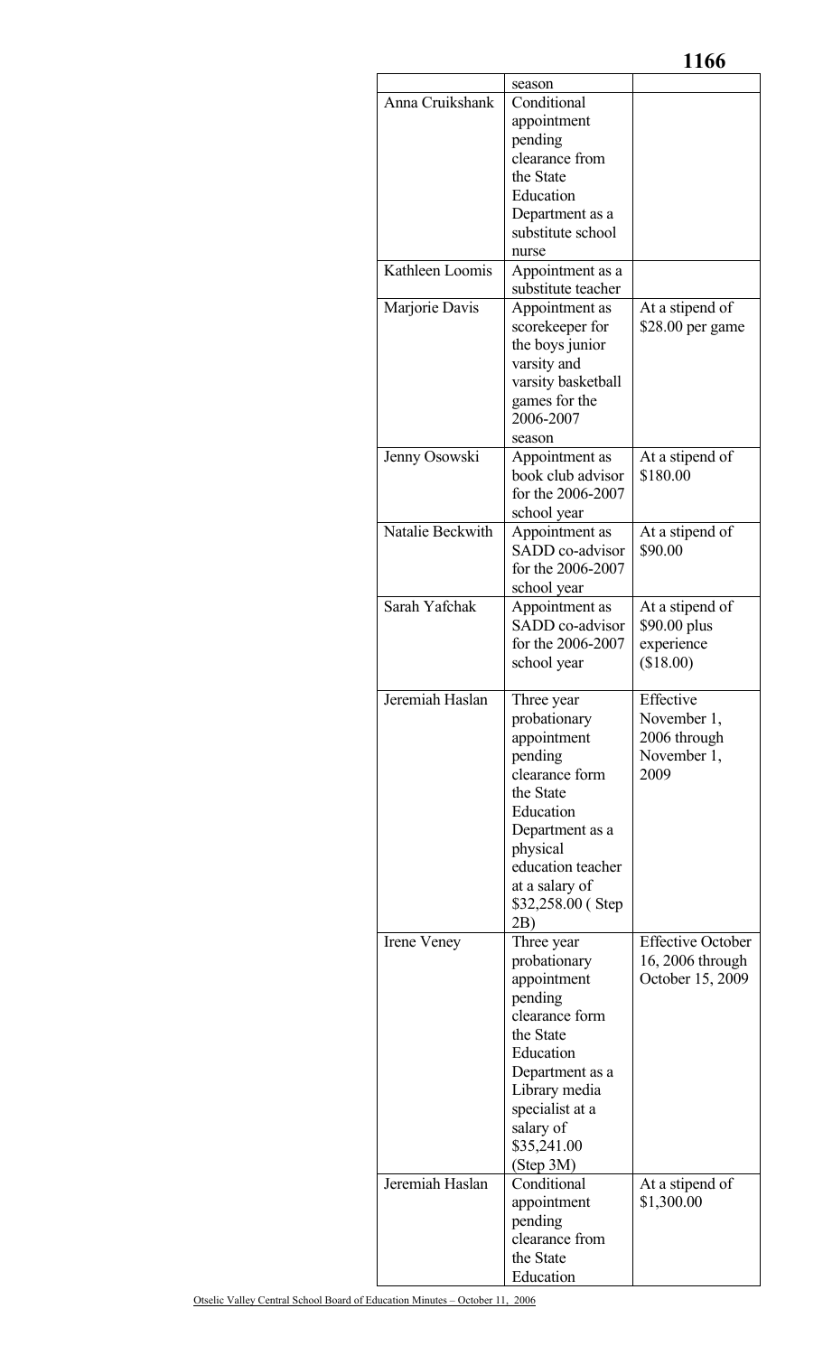| | season | |
|---|---|---|
| Anna Cruikshank | Conditional appointment pending clearance from the State Education Department as a substitute school nurse | |
| Kathleen Loomis | Appointment as a substitute teacher | |
| Marjorie Davis | Appointment as scorekeeper for the boys junior varsity and varsity basketball games for the 2006-2007 season | At a stipend of $28.00 per game |
| Jenny Osowski | Appointment as book club advisor for the 2006-2007 school year | At a stipend of $180.00 |
| Natalie Beckwith | Appointment as SADD co-advisor for the 2006-2007 school year | At a stipend of $90.00 |
| Sarah Yafchak | Appointment as SADD co-advisor for the 2006-2007 school year | At a stipend of $90.00 plus experience ($18.00) |
| Jeremiah Haslan | Three year probationary appointment pending clearance form the State Education Department as a physical education teacher at a salary of $32,258.00 ( Step 2B) | Effective November 1, 2006 through November 1, 2009 |
| Irene Veney | Three year probationary appointment pending clearance form the State Education Department as a Library media specialist at a salary of $35,241.00 (Step 3M) | Effective October 16, 2006 through October 15, 2009 |
| Jeremiah Haslan | Conditional appointment pending clearance from the State Education | At a stipend of $1,300.00 |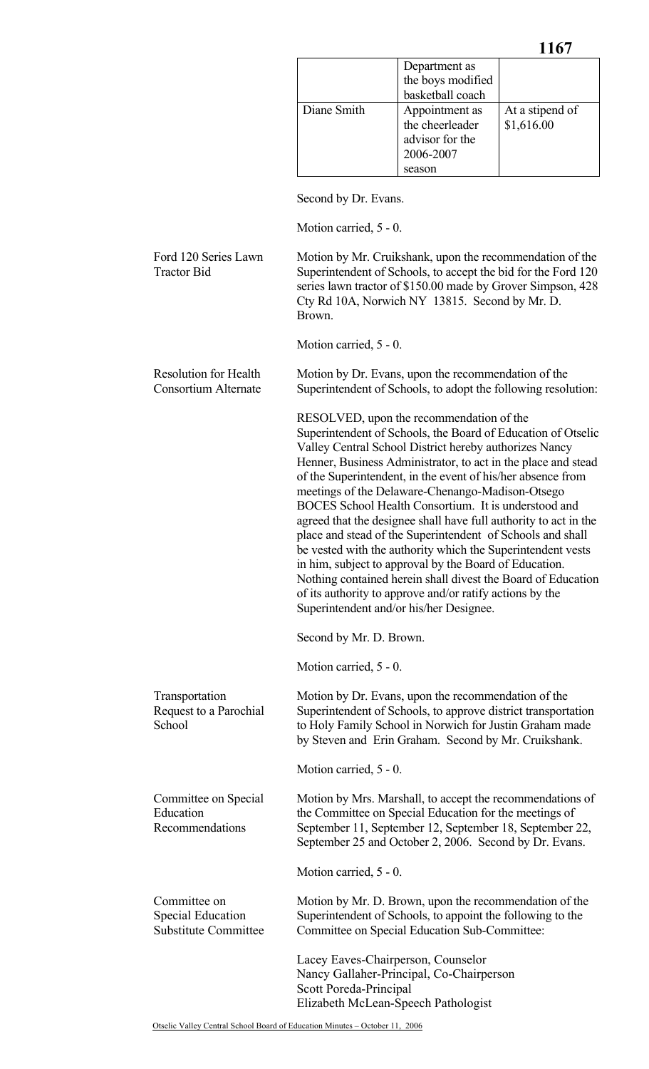| | Department as the boys modified basketball coach | |
|---|---|---|
| Diane Smith | Appointment as the cheerleader advisor for the 2006-2007 season | At a stipend of $1,616.00 |

Second by Dr. Evans.

Motion carried, 5 - 0.

**Ford 120 Series Lawn Tractor Bid**

Motion by Mr. Cruikshank, upon the recommendation of the Superintendent of Schools, to accept the bid for the Ford 120 series lawn tractor of $150.00 made by Grover Simpson, 428 Cty Rd 10A, Norwich NY 13815. Second by Mr. D. Brown.

Motion carried, 5 - 0.

**Resolution for Health Consortium Alternate**

Motion by Dr. Evans, upon the recommendation of the Superintendent of Schools, to adopt the following resolution:

RESOLVED, upon the recommendation of the Superintendent of Schools, the Board of Education of Otselic Valley Central School District hereby authorizes Nancy Henner, Business Administrator, to act in the place and stead of the Superintendent, in the event of his/her absence from meetings of the Delaware-Chenango-Madison-Otsego BOCES School Health Consortium. It is understood and agreed that the designee shall have full authority to act in the place and stead of the Superintendent of Schools and shall be vested with the authority which the Superintendent vests in him, subject to approval by the Board of Education. Nothing contained herein shall divest the Board of Education of its authority to approve and/or ratify actions by the Superintendent and/or his/her Designee.

Second by Mr. D. Brown.

Motion carried, 5 - 0.

**Transportation Request to a Parochial School**

Motion by Dr. Evans, upon the recommendation of the Superintendent of Schools, to approve district transportation to Holy Family School in Norwich for Justin Graham made by Steven and Erin Graham. Second by Mr. Cruikshank.

Motion carried, 5 - 0.

**Committee on Special Education Recommendations**

Motion by Mrs. Marshall, to accept the recommendations of the Committee on Special Education for the meetings of September 11, September 12, September 18, September 22, September 25 and October 2, 2006. Second by Dr. Evans.

Motion carried, 5 - 0.

**Committee on Special Education Substitute Committee**

Motion by Mr. D. Brown, upon the recommendation of the Superintendent of Schools, to appoint the following to the Committee on Special Education Sub-Committee:

Lacey Eaves-Chairperson, Counselor
Nancy Gallaher-Principal, Co-Chairperson
Scott Poreda-Principal
Elizabeth McLean-Speech Pathologist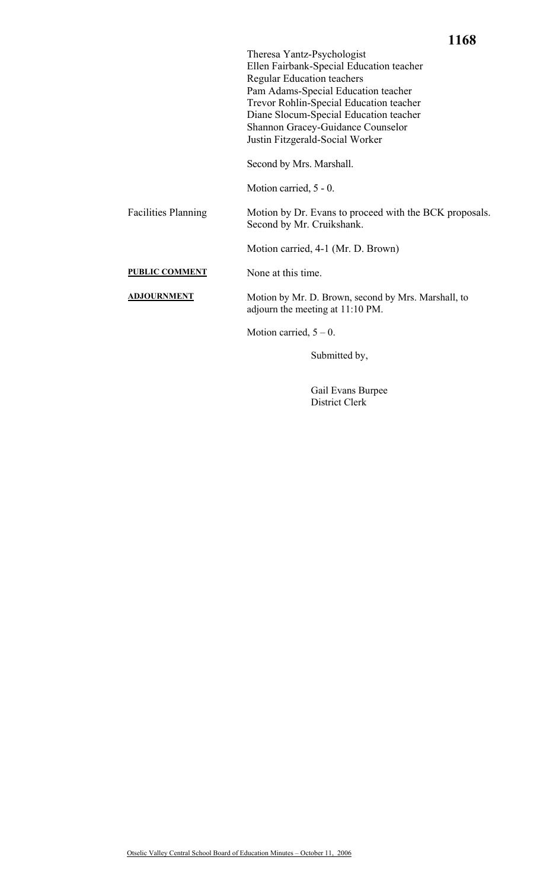Theresa Yantz-Psychologist
Ellen Fairbank-Special Education teacher
Regular Education teachers
Pam Adams-Special Education teacher
Trevor Rohlin-Special Education teacher
Diane Slocum-Special Education teacher
Shannon Gracey-Guidance Counselor
Justin Fitzgerald-Social Worker

Second by Mrs. Marshall.

Motion carried, 5 - 0.

Facilities Planning

Motion by Dr. Evans to proceed with the BCK proposals. Second by Mr. Cruikshank.

Motion carried, 4-1 (Mr. D. Brown)

**PUBLIC COMMENT**

None at this time.

**ADJOURNMENT**

Motion by Mr. D. Brown, second by Mrs. Marshall, to adjourn the meeting at 11:10 PM.

Motion carried, 5 – 0.

Submitted by,

Gail Evans Burpee
District Clerk